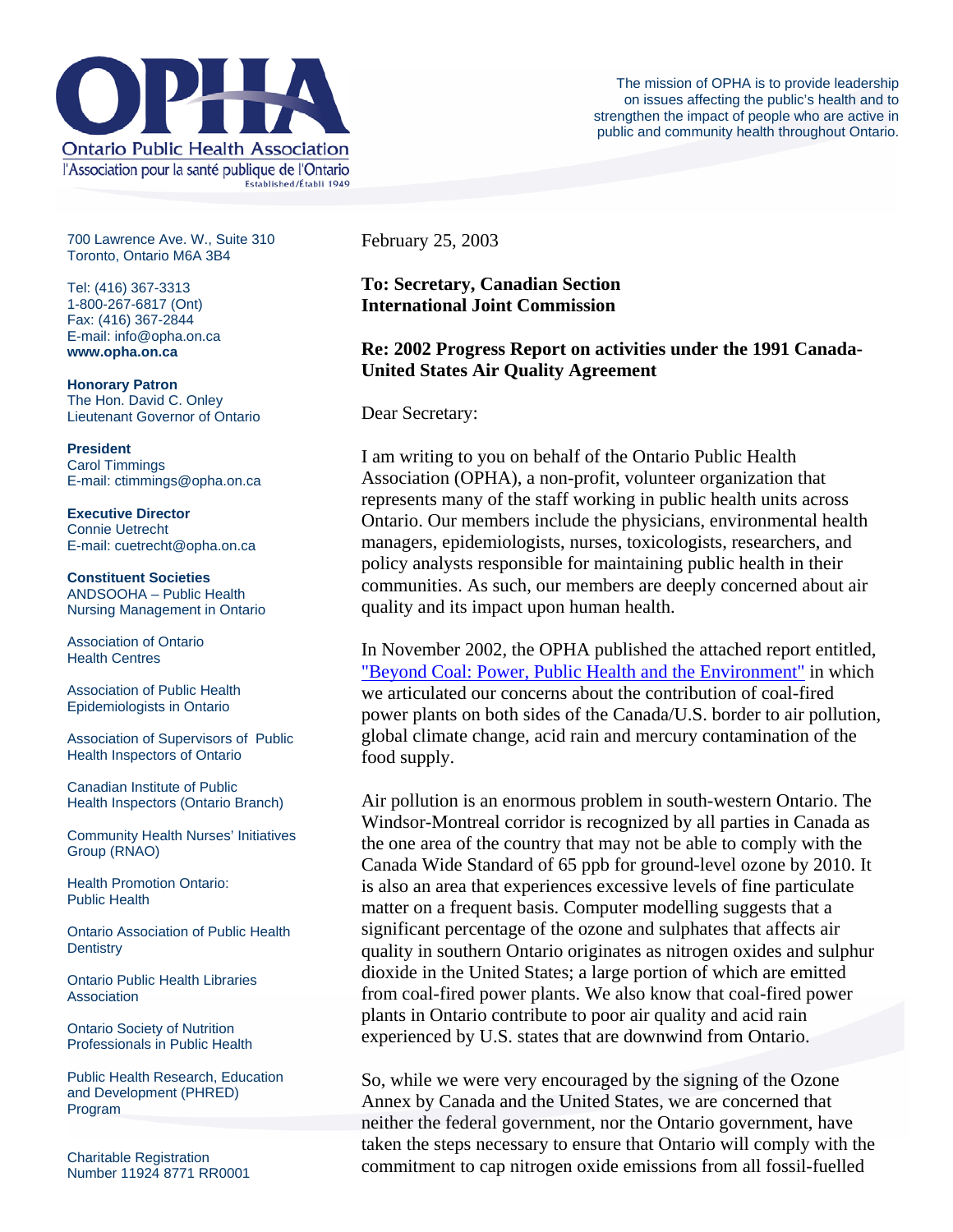# OPHA

Ontario Public Health Association
l'Association pour la santé publique de l'Ontario
Established/Établi 1949

The mission of OPHA is to provide leadership on issues affecting the public's health and to strengthen the impact of people who are active in public and community health throughout Ontario.

700 Lawrence Ave. W., Suite 310
Toronto, Ontario M6A 3B4

Tel: (416) 367-3313
1-800-267-6817 (Ont)
Fax: (416) 367-2844
E-mail: info@opha.on.ca
**www.opha.on.ca**

**Honorary Patron**
The Hon. David C. Onley
Lieutenant Governor of Ontario

**President**
Carol Timmings
E-mail: ctimmings@opha.on.ca

**Executive Director**
Connie Uetrecht
E-mail: cuetrecht@opha.on.ca

**Constituent Societies**
ANDSOOHA – Public Health Nursing Management in Ontario

Association of Ontario Health Centres

Association of Public Health Epidemiologists in Ontario

Association of Supervisors of Public Health Inspectors of Ontario

Canadian Institute of Public Health Inspectors (Ontario Branch)

Community Health Nurses' Initiatives Group (RNAO)

Health Promotion Ontario: Public Health

Ontario Association of Public Health Dentistry

Ontario Public Health Libraries Association

Ontario Society of Nutrition Professionals in Public Health

Public Health Research, Education and Development (PHRED) Program

Charitable Registration Number 11924 8771 RR0001

February 25, 2003

**To: Secretary, Canadian Section**
**International Joint Commission**

**Re: 2002 Progress Report on activities under the 1991 Canada-United States Air Quality Agreement**

Dear Secretary:

I am writing to you on behalf of the Ontario Public Health Association (OPHA), a non-profit, volunteer organization that represents many of the staff working in public health units across Ontario. Our members include the physicians, environmental health managers, epidemiologists, nurses, toxicologists, researchers, and policy analysts responsible for maintaining public health in their communities. As such, our members are deeply concerned about air quality and its impact upon human health.

In November 2002, the OPHA published the attached report entitled, "Beyond Coal: Power, Public Health and the Environment" in which we articulated our concerns about the contribution of coal-fired power plants on both sides of the Canada/U.S. border to air pollution, global climate change, acid rain and mercury contamination of the food supply.

Air pollution is an enormous problem in south-western Ontario. The Windsor-Montreal corridor is recognized by all parties in Canada as the one area of the country that may not be able to comply with the Canada Wide Standard of 65 ppb for ground-level ozone by 2010. It is also an area that experiences excessive levels of fine particulate matter on a frequent basis. Computer modelling suggests that a significant percentage of the ozone and sulphates that affects air quality in southern Ontario originates as nitrogen oxides and sulphur dioxide in the United States; a large portion of which are emitted from coal-fired power plants. We also know that coal-fired power plants in Ontario contribute to poor air quality and acid rain experienced by U.S. states that are downwind from Ontario.

So, while we were very encouraged by the signing of the Ozone Annex by Canada and the United States, we are concerned that neither the federal government, nor the Ontario government, have taken the steps necessary to ensure that Ontario will comply with the commitment to cap nitrogen oxide emissions from all fossil-fuelled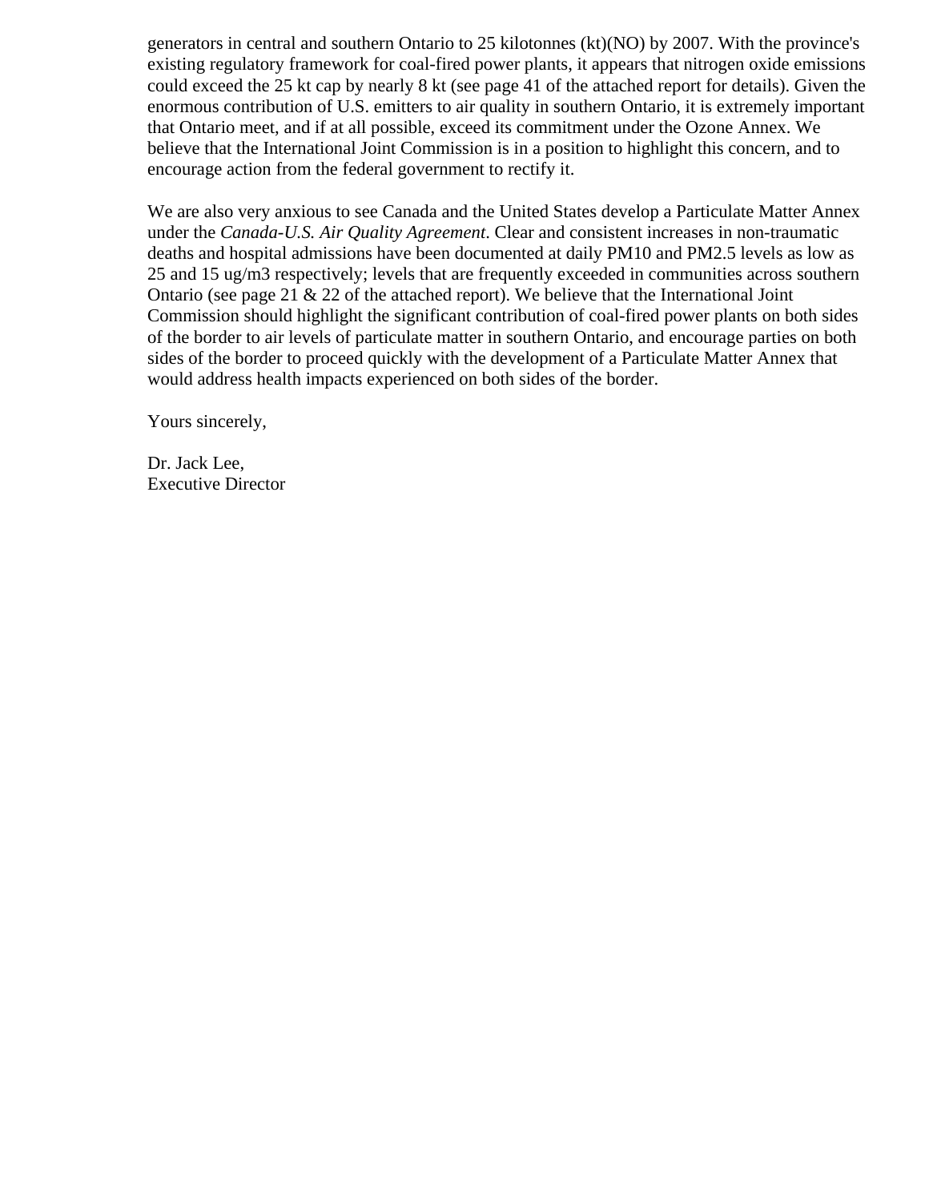generators in central and southern Ontario to 25 kilotonnes (kt)(NO) by 2007. With the province's existing regulatory framework for coal-fired power plants, it appears that nitrogen oxide emissions could exceed the 25 kt cap by nearly 8 kt (see page 41 of the attached report for details). Given the enormous contribution of U.S. emitters to air quality in southern Ontario, it is extremely important that Ontario meet, and if at all possible, exceed its commitment under the Ozone Annex. We believe that the International Joint Commission is in a position to highlight this concern, and to encourage action from the federal government to rectify it.

We are also very anxious to see Canada and the United States develop a Particulate Matter Annex under the *Canada-U.S. Air Quality Agreement*. Clear and consistent increases in non-traumatic deaths and hospital admissions have been documented at daily PM10 and PM2.5 levels as low as 25 and 15 ug/m3 respectively; levels that are frequently exceeded in communities across southern Ontario (see page 21 & 22 of the attached report). We believe that the International Joint Commission should highlight the significant contribution of coal-fired power plants on both sides of the border to air levels of particulate matter in southern Ontario, and encourage parties on both sides of the border to proceed quickly with the development of a Particulate Matter Annex that would address health impacts experienced on both sides of the border.

Yours sincerely,

Dr. Jack Lee,
Executive Director